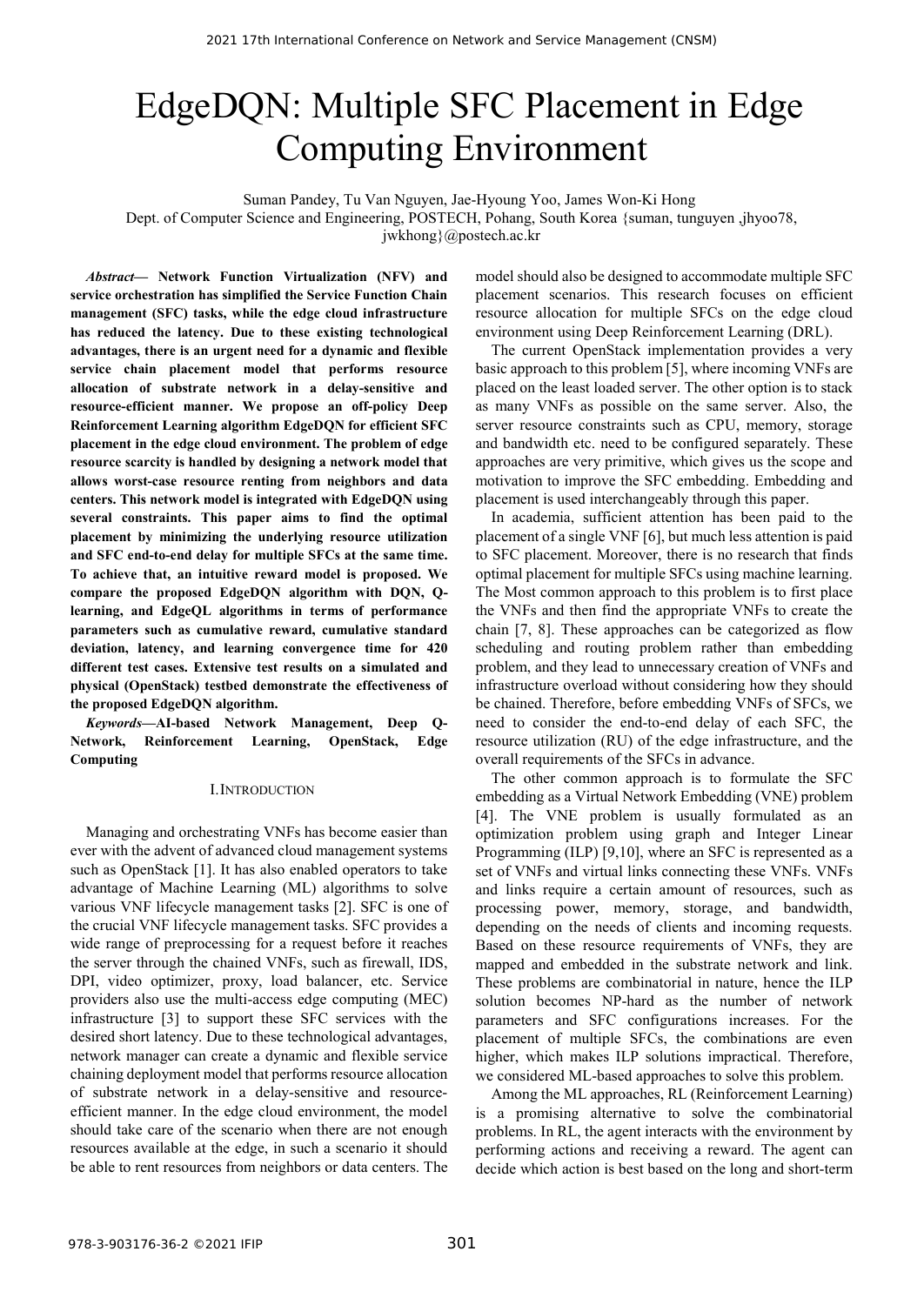# EdgeDQN: Multiple SFC Placement in Edge Computing Environment

Suman Pandey, Tu Van Nguyen, Jae-Hyoung Yoo, James Won-Ki Hong
Dept. of Computer Science and Engineering, POSTECH, Pohang, South Korea {suman, tunguyen ,jhyoo78, jwkhong}@postech.ac.kr

***Abstract*— Network Function Virtualization (NFV) and service orchestration has simplified the Service Function Chain management (SFC) tasks, while the edge cloud infrastructure has reduced the latency. Due to these existing technological advantages, there is an urgent need for a dynamic and flexible service chain placement model that performs resource allocation of substrate network in a delay-sensitive and resource-efficient manner. We propose an off-policy Deep Reinforcement Learning algorithm EdgeDQN for efficient SFC placement in the edge cloud environment. The problem of edge resource scarcity is handled by designing a network model that allows worst-case resource renting from neighbors and data centers. This network model is integrated with EdgeDQN using several constraints. This paper aims to find the optimal placement by minimizing the underlying resource utilization and SFC end-to-end delay for multiple SFCs at the same time. To achieve that, an intuitive reward model is proposed. We compare the proposed EdgeDQN algorithm with DQN, Q-learning, and EdgeQL algorithms in terms of performance parameters such as cumulative reward, cumulative standard deviation, latency, and learning convergence time for 420 different test cases. Extensive test results on a simulated and physical (OpenStack) testbed demonstrate the effectiveness of the proposed EdgeDQN algorithm.**

***Keywords*—AI-based Network Management, Deep Q-Network, Reinforcement Learning, OpenStack, Edge Computing**

## I. INTRODUCTION

Managing and orchestrating VNFs has become easier than ever with the advent of advanced cloud management systems such as OpenStack [1]. It has also enabled operators to take advantage of Machine Learning (ML) algorithms to solve various VNF lifecycle management tasks [2]. SFC is one of the crucial VNF lifecycle management tasks. SFC provides a wide range of preprocessing for a request before it reaches the server through the chained VNFs, such as firewall, IDS, DPI, video optimizer, proxy, load balancer, etc. Service providers also use the multi-access edge computing (MEC) infrastructure [3] to support these SFC services with the desired short latency. Due to these technological advantages, network manager can create a dynamic and flexible service chaining deployment model that performs resource allocation of substrate network in a delay-sensitive and resource-efficient manner. In the edge cloud environment, the model should take care of the scenario when there are not enough resources available at the edge, in such a scenario it should be able to rent resources from neighbors or data centers. The model should also be designed to accommodate multiple SFC placement scenarios. This research focuses on efficient resource allocation for multiple SFCs on the edge cloud environment using Deep Reinforcement Learning (DRL).

The current OpenStack implementation provides a very basic approach to this problem [5], where incoming VNFs are placed on the least loaded server. The other option is to stack as many VNFs as possible on the same server. Also, the server resource constraints such as CPU, memory, storage and bandwidth etc. need to be configured separately. These approaches are very primitive, which gives us the scope and motivation to improve the SFC embedding. Embedding and placement is used interchangeably through this paper.

In academia, sufficient attention has been paid to the placement of a single VNF [6], but much less attention is paid to SFC placement. Moreover, there is no research that finds optimal placement for multiple SFCs using machine learning. The Most common approach to this problem is to first place the VNFs and then find the appropriate VNFs to create the chain [7, 8]. These approaches can be categorized as flow scheduling and routing problem rather than embedding problem, and they lead to unnecessary creation of VNFs and infrastructure overload without considering how they should be chained. Therefore, before embedding VNFs of SFCs, we need to consider the end-to-end delay of each SFC, the resource utilization (RU) of the edge infrastructure, and the overall requirements of the SFCs in advance.

The other common approach is to formulate the SFC embedding as a Virtual Network Embedding (VNE) problem [4]. The VNE problem is usually formulated as an optimization problem using graph and Integer Linear Programming (ILP) [9,10], where an SFC is represented as a set of VNFs and virtual links connecting these VNFs. VNFs and links require a certain amount of resources, such as processing power, memory, storage, and bandwidth, depending on the needs of clients and incoming requests. Based on these resource requirements of VNFs, they are mapped and embedded in the substrate network and link. These problems are combinatorial in nature, hence the ILP solution becomes NP-hard as the number of network parameters and SFC configurations increases. For the placement of multiple SFCs, the combinations are even higher, which makes ILP solutions impractical. Therefore, we considered ML-based approaches to solve this problem.

Among the ML approaches, RL (Reinforcement Learning) is a promising alternative to solve the combinatorial problems. In RL, the agent interacts with the environment by performing actions and receiving a reward. The agent can decide which action is best based on the long and short-term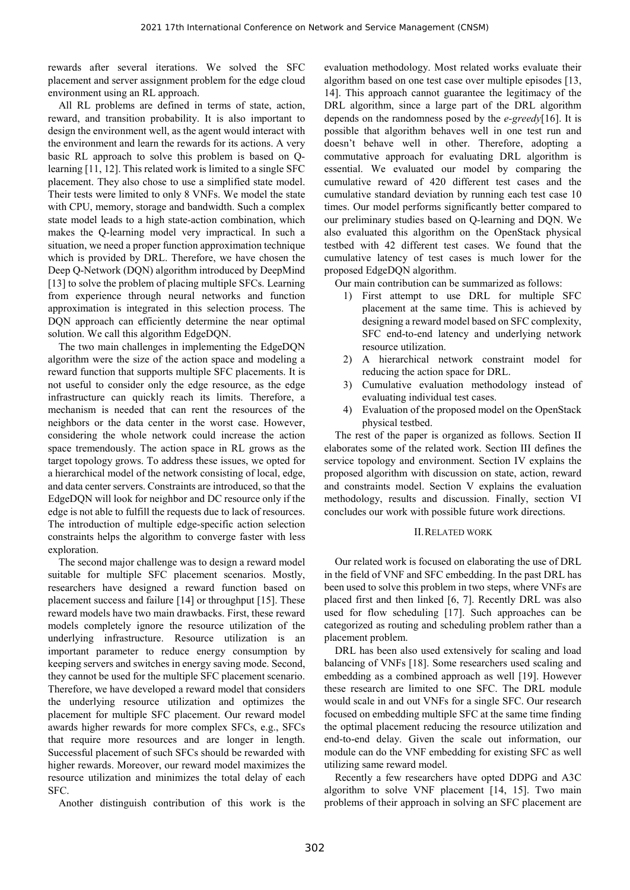rewards after several iterations. We solved the SFC placement and server assignment problem for the edge cloud environment using an RL approach.

All RL problems are defined in terms of state, action, reward, and transition probability. It is also important to design the environment well, as the agent would interact with the environment and learn the rewards for its actions. A very basic RL approach to solve this problem is based on Q-learning [11, 12]. This related work is limited to a single SFC placement. They also chose to use a simplified state model. Their tests were limited to only 8 VNFs. We model the state with CPU, memory, storage and bandwidth. Such a complex state model leads to a high state-action combination, which makes the Q-learning model very impractical. In such a situation, we need a proper function approximation technique which is provided by DRL. Therefore, we have chosen the Deep Q-Network (DQN) algorithm introduced by DeepMind [13] to solve the problem of placing multiple SFCs. Learning from experience through neural networks and function approximation is integrated in this selection process. The DQN approach can efficiently determine the near optimal solution. We call this algorithm EdgeDQN.

The two main challenges in implementing the EdgeDQN algorithm were the size of the action space and modeling a reward function that supports multiple SFC placements. It is not useful to consider only the edge resource, as the edge infrastructure can quickly reach its limits. Therefore, a mechanism is needed that can rent the resources of the neighbors or the data center in the worst case. However, considering the whole network could increase the action space tremendously. The action space in RL grows as the target topology grows. To address these issues, we opted for a hierarchical model of the network consisting of local, edge, and data center servers. Constraints are introduced, so that the EdgeDQN will look for neighbor and DC resource only if the edge is not able to fulfill the requests due to lack of resources. The introduction of multiple edge-specific action selection constraints helps the algorithm to converge faster with less exploration.

The second major challenge was to design a reward model suitable for multiple SFC placement scenarios. Mostly, researchers have designed a reward function based on placement success and failure [14] or throughput [15]. These reward models have two main drawbacks. First, these reward models completely ignore the resource utilization of the underlying infrastructure. Resource utilization is an important parameter to reduce energy consumption by keeping servers and switches in energy saving mode. Second, they cannot be used for the multiple SFC placement scenario. Therefore, we have developed a reward model that considers the underlying resource utilization and optimizes the placement for multiple SFC placement. Our reward model awards higher rewards for more complex SFCs, e.g., SFCs that require more resources and are longer in length. Successful placement of such SFCs should be rewarded with higher rewards. Moreover, our reward model maximizes the resource utilization and minimizes the total delay of each SFC.

Another distinguish contribution of this work is the evaluation methodology. Most related works evaluate their algorithm based on one test case over multiple episodes [13, 14]. This approach cannot guarantee the legitimacy of the DRL algorithm, since a large part of the DRL algorithm depends on the randomness posed by the *e-greedy*[16]. It is possible that algorithm behaves well in one test run and doesn't behave well in other. Therefore, adopting a commutative approach for evaluating DRL algorithm is essential. We evaluated our model by comparing the cumulative reward of 420 different test cases and the cumulative standard deviation by running each test case 10 times. Our model performs significantly better compared to our preliminary studies based on Q-learning and DQN. We also evaluated this algorithm on the OpenStack physical testbed with 42 different test cases. We found that the cumulative latency of test cases is much lower for the proposed EdgeDQN algorithm.

Our main contribution can be summarized as follows:

1) First attempt to use DRL for multiple SFC placement at the same time. This is achieved by designing a reward model based on SFC complexity, SFC end-to-end latency and underlying network resource utilization.
2) A hierarchical network constraint model for reducing the action space for DRL.
3) Cumulative evaluation methodology instead of evaluating individual test cases.
4) Evaluation of the proposed model on the OpenStack physical testbed.

The rest of the paper is organized as follows. Section II elaborates some of the related work. Section III defines the service topology and environment. Section IV explains the proposed algorithm with discussion on state, action, reward and constraints model. Section V explains the evaluation methodology, results and discussion. Finally, section VI concludes our work with possible future work directions.

## II. Related work

Our related work is focused on elaborating the use of DRL in the field of VNF and SFC embedding. In the past DRL has been used to solve this problem in two steps, where VNFs are placed first and then linked [6, 7]. Recently DRL was also used for flow scheduling [17]. Such approaches can be categorized as routing and scheduling problem rather than a placement problem.

DRL has been also used extensively for scaling and load balancing of VNFs [18]. Some researchers used scaling and embedding as a combined approach as well [19]. However these research are limited to one SFC. The DRL module would scale in and out VNFs for a single SFC. Our research focused on embedding multiple SFC at the same time finding the optimal placement reducing the resource utilization and end-to-end delay. Given the scale out information, our module can do the VNF embedding for existing SFC as well utilizing same reward model.

Recently a few researchers have opted DDPG and A3C algorithm to solve VNF placement [14, 15]. Two main problems of their approach in solving an SFC placement are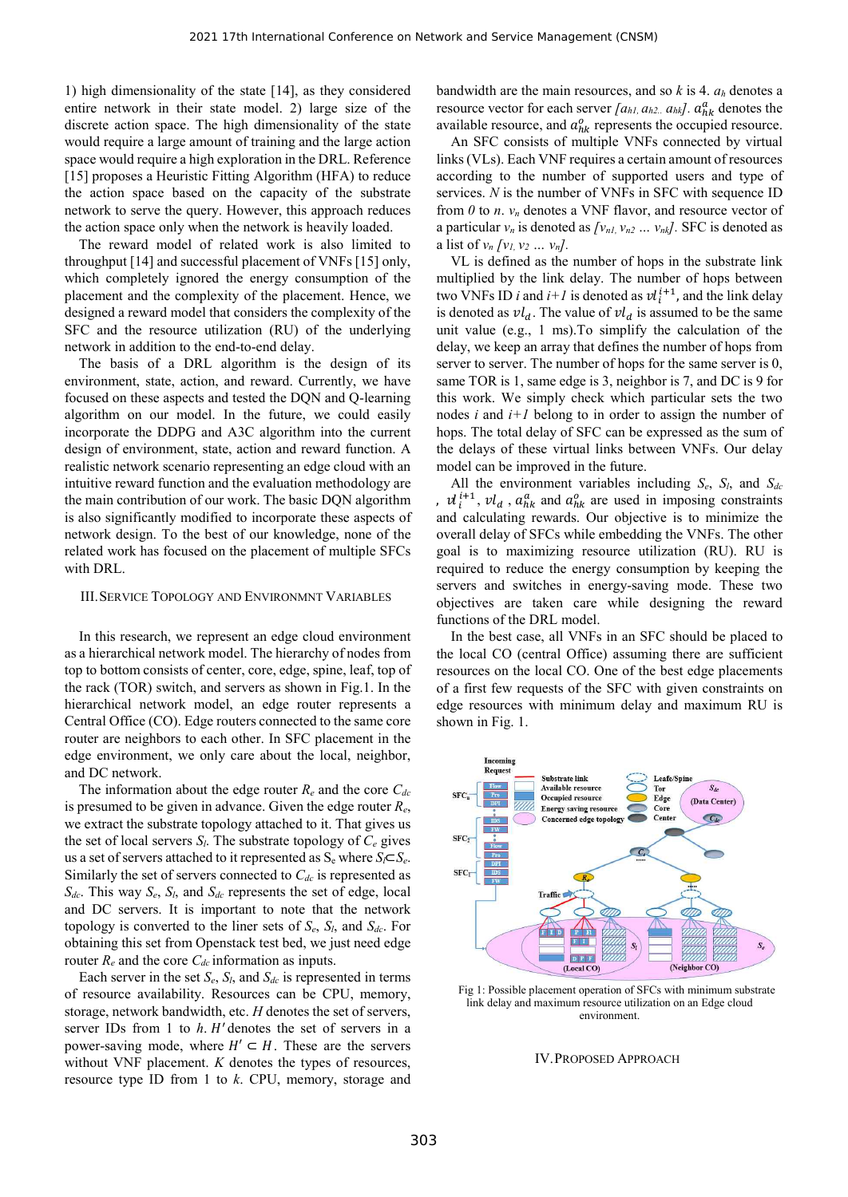1) high dimensionality of the state [14], as they considered entire network in their state model. 2) large size of the discrete action space. The high dimensionality of the state would require a large amount of training and the large action space would require a high exploration in the DRL. Reference [15] proposes a Heuristic Fitting Algorithm (HFA) to reduce the action space based on the capacity of the substrate network to serve the query. However, this approach reduces the action space only when the network is heavily loaded.

The reward model of related work is also limited to throughput [14] and successful placement of VNFs [15] only, which completely ignored the energy consumption of the placement and the complexity of the placement. Hence, we designed a reward model that considers the complexity of the SFC and the resource utilization (RU) of the underlying network in addition to the end-to-end delay.

The basis of a DRL algorithm is the design of its environment, state, action, and reward. Currently, we have focused on these aspects and tested the DQN and Q-learning algorithm on our model. In the future, we could easily incorporate the DDPG and A3C algorithm into the current design of environment, state, action and reward function. A realistic network scenario representing an edge cloud with an intuitive reward function and the evaluation methodology are the main contribution of our work. The basic DQN algorithm is also significantly modified to incorporate these aspects of network design. To the best of our knowledge, none of the related work has focused on the placement of multiple SFCs with DRL.

## III. Service Topology and Environmnt Variables

In this research, we represent an edge cloud environment as a hierarchical network model. The hierarchy of nodes from top to bottom consists of center, core, edge, spine, leaf, top of the rack (TOR) switch, and servers as shown in Fig.1. In the hierarchical network model, an edge router represents a Central Office (CO). Edge routers connected to the same core router are neighbors to each other. In SFC placement in the edge environment, we only care about the local, neighbor, and DC network.

The information about the edge router $R_e$ and the core $C_{dc}$ is presumed to be given in advance. Given the edge router $R_e$, we extract the substrate topology attached to it. That gives us the set of local servers $S_l$. The substrate topology of $C_e$ gives us a set of servers attached to it represented as $S_e$ where $S_l \subset S_e$. Similarly the set of servers connected to $C_{dc}$ is represented as $S_{dc}$. This way $S_e$, $S_l$, and $S_{dc}$ represents the set of edge, local and DC servers. It is important to note that the network topology is converted to the liner sets of $S_e$, $S_l$, and $S_{dc}$. For obtaining this set from Openstack test bed, we just need edge router $R_e$ and the core $C_{dc}$ information as inputs.

Each server in the set $S_e$, $S_l$, and $S_{dc}$ is represented in terms of resource availability. Resources can be CPU, memory, storage, network bandwidth, etc. $H$ denotes the set of servers, server IDs from 1 to $h$. $H'$ denotes the set of servers in a power-saving mode, where $H' \subset H$. These are the servers without VNF placement. $K$ denotes the types of resources, resource type ID from 1 to $k$. CPU, memory, storage and bandwidth are the main resources, and so $k$ is 4. $a_h$ denotes a resource vector for each server $[a_{h1}, a_{h2..} a_{hk}]$. $a^a_{hk}$ denotes the available resource, and $a^o_{hk}$ represents the occupied resource.

An SFC consists of multiple VNFs connected by virtual links (VLs). Each VNF requires a certain amount of resources according to the number of supported users and type of services. $N$ is the number of VNFs in SFC with sequence ID from $0$ to $n$. $v_n$ denotes a VNF flavor, and resource vector of a particular $v_n$ is denoted as $[v_{n1}, v_{n2} \ldots v_{nk}]$. SFC is denoted as a list of $v_n$ $[v_1, v_2 \ldots v_n]$.

VL is defined as the number of hops in the substrate link multiplied by the link delay. The number of hops between two VNFs ID $i$ and $i+1$ is denoted as $vl_i^{i+1}$, and the link delay is denoted as $vl_d$. The value of $vl_d$ is assumed to be the same unit value (e.g., 1 ms).To simplify the calculation of the delay, we keep an array that defines the number of hops from server to server. The number of hops for the same server is 0, same TOR is 1, same edge is 3, neighbor is 7, and DC is 9 for this work. We simply check which particular sets the two nodes $i$ and $i+1$ belong to in order to assign the number of hops. The total delay of SFC can be expressed as the sum of the delays of these virtual links between VNFs. Our delay model can be improved in the future.

All the environment variables including $S_e$, $S_l$, and $S_{dc}$ , $vl_i^{i+1}$, $vl_d$ , $a^a_{hk}$ and $a^o_{hk}$ are used in imposing constraints and calculating rewards. Our objective is to minimize the overall delay of SFCs while embedding the VNFs. The other goal is to maximizing resource utilization (RU). RU is required to reduce the energy consumption by keeping the servers and switches in energy-saving mode. These two objectives are taken care while designing the reward functions of the DRL model.

In the best case, all VNFs in an SFC should be placed to the local CO (central Office) assuming there are sufficient resources on the local CO. One of the best edge placements of a first few requests of the SFC with given constraints on edge resources with minimum delay and maximum RU is shown in Fig. 1.

Fig 1: Possible placement operation of SFCs with minimum substrate link delay and maximum resource utilization on an Edge cloud environment.

## IV. Proposed Approach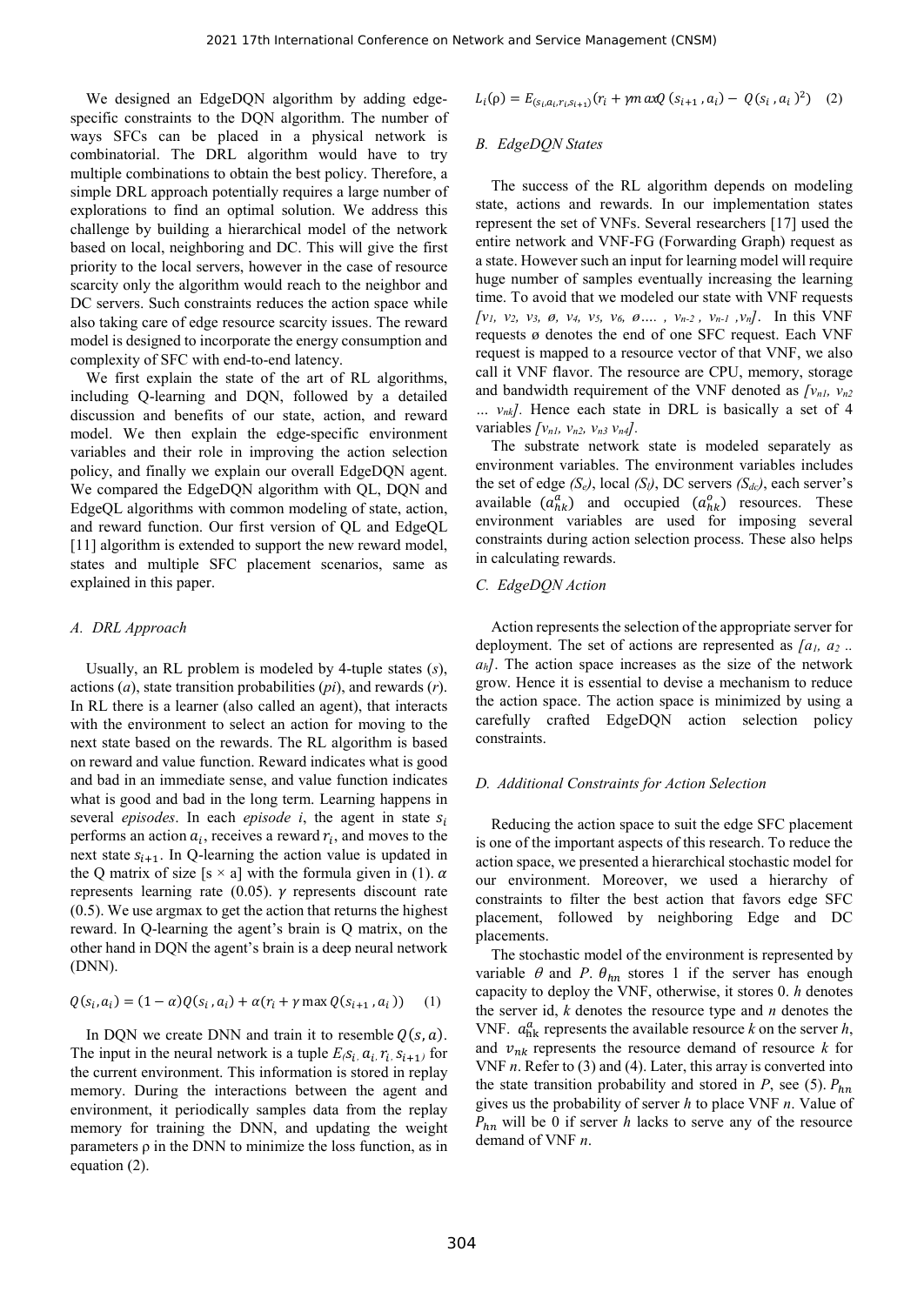We designed an EdgeDQN algorithm by adding edge-specific constraints to the DQN algorithm. The number of ways SFCs can be placed in a physical network is combinatorial. The DRL algorithm would have to try multiple combinations to obtain the best policy. Therefore, a simple DRL approach potentially requires a large number of explorations to find an optimal solution. We address this challenge by building a hierarchical model of the network based on local, neighboring and DC. This will give the first priority to the local servers, however in the case of resource scarcity only the algorithm would reach to the neighbor and DC servers. Such constraints reduces the action space while also taking care of edge resource scarcity issues. The reward model is designed to incorporate the energy consumption and complexity of SFC with end-to-end latency.

We first explain the state of the art of RL algorithms, including Q-learning and DQN, followed by a detailed discussion and benefits of our state, action, and reward model. We then explain the edge-specific environment variables and their role in improving the action selection policy, and finally we explain our overall EdgeDQN agent. We compared the EdgeDQN algorithm with QL, DQN and EdgeQL algorithms with common modeling of state, action, and reward function. Our first version of QL and EdgeQL [11] algorithm is extended to support the new reward model, states and multiple SFC placement scenarios, same as explained in this paper.

### *A. DRL Approach*

Usually, an RL problem is modeled by 4-tuple states (*s*), actions (*a*), state transition probabilities (*pi*), and rewards (*r*). In RL there is a learner (also called an agent), that interacts with the environment to select an action for moving to the next state based on the rewards. The RL algorithm is based on reward and value function. Reward indicates what is good and bad in an immediate sense, and value function indicates what is good and bad in the long term. Learning happens in several *episodes*. In each *episode i*, the agent in state $s_i$ performs an action $a_i$, receives a reward $r_i$, and moves to the next state $s_{i+1}$. In Q-learning the action value is updated in the Q matrix of size [s × a] with the formula given in (1). $\alpha$ represents learning rate (0.05). $\gamma$ represents discount rate (0.5). We use argmax to get the action that returns the highest reward. In Q-learning the agent's brain is Q matrix, on the other hand in DQN the agent's brain is a deep neural network (DNN).

$$Q(s_i, a_i) = (1 - \alpha)Q(s_i, a_i) + \alpha(r_i + \gamma \max Q(s_{i+1}, a_i)) \quad (1)$$

In DQN we create DNN and train it to resemble $Q(s, a)$. The input in the neural network is a tuple $E_{(}s_i, a_i, r_i, s_{i+1})$ for the current environment. This information is stored in replay memory. During the interactions between the agent and environment, it periodically samples data from the replay memory for training the DNN, and updating the weight parameters ρ in the DNN to minimize the loss function, as in equation (2).

$$L_i(\rho) = E_{(s_i, a_i, r_i, s_{i+1})}(r_i + \gamma \max Q(s_{i+1}, a_i) - Q(s_i, a_i)^2) \quad (2)$$

### *B. EdgeDQN States*

The success of the RL algorithm depends on modeling state, actions and rewards. In our implementation states represent the set of VNFs. Several researchers [17] used the entire network and VNF-FG (Forwarding Graph) request as a state. However such an input for learning model will require huge number of samples eventually increasing the learning time. To avoid that we modeled our state with VNF requests $[v_1, v_2, v_3, ø, v_4, v_5, v_6, ø ...., v_{n-2}, v_{n-1}, v_n]$. In this VNF requests ø denotes the end of one SFC request. Each VNF request is mapped to a resource vector of that VNF, we also call it VNF flavor. The resource are CPU, memory, storage and bandwidth requirement of the VNF denoted as $[v_{n1}, v_{n2} \ldots v_{nk}]$. Hence each state in DRL is basically a set of 4 variables $[v_{n1}, v_{n2}, v_{n3}, v_{n4}]$.

The substrate network state is modeled separately as environment variables. The environment variables includes the set of edge $(S_e)$, local $(S_l)$, DC servers $(S_{dc})$, each server's available $(a^a_{hk})$ and occupied $(a^o_{hk})$ resources. These environment variables are used for imposing several constraints during action selection process. These also helps in calculating rewards.

### *C. EdgeDQN Action*

Action represents the selection of the appropriate server for deployment. The set of actions are represented as $[a_1, a_2 .. a_h]$. The action space increases as the size of the network grow. Hence it is essential to devise a mechanism to reduce the action space. The action space is minimized by using a carefully crafted EdgeDQN action selection policy constraints.

### *D. Additional Constraints for Action Selection*

Reducing the action space to suit the edge SFC placement is one of the important aspects of this research. To reduce the action space, we presented a hierarchical stochastic model for our environment. Moreover, we used a hierarchy of constraints to filter the best action that favors edge SFC placement, followed by neighboring Edge and DC placements.

The stochastic model of the environment is represented by variable $\theta$ and $P$. $\theta_{hn}$ stores 1 if the server has enough capacity to deploy the VNF, otherwise, it stores 0. *h* denotes the server id, *k* denotes the resource type and *n* denotes the VNF. $a^a_{hk}$ represents the available resource *k* on the server *h*, and $v_{nk}$ represents the resource demand of resource *k* for VNF *n*. Refer to (3) and (4). Later, this array is converted into the state transition probability and stored in *P*, see (5). $P_{hn}$ gives us the probability of server *h* to place VNF *n*. Value of $P_{hn}$ will be 0 if server *h* lacks to serve any of the resource demand of VNF *n*.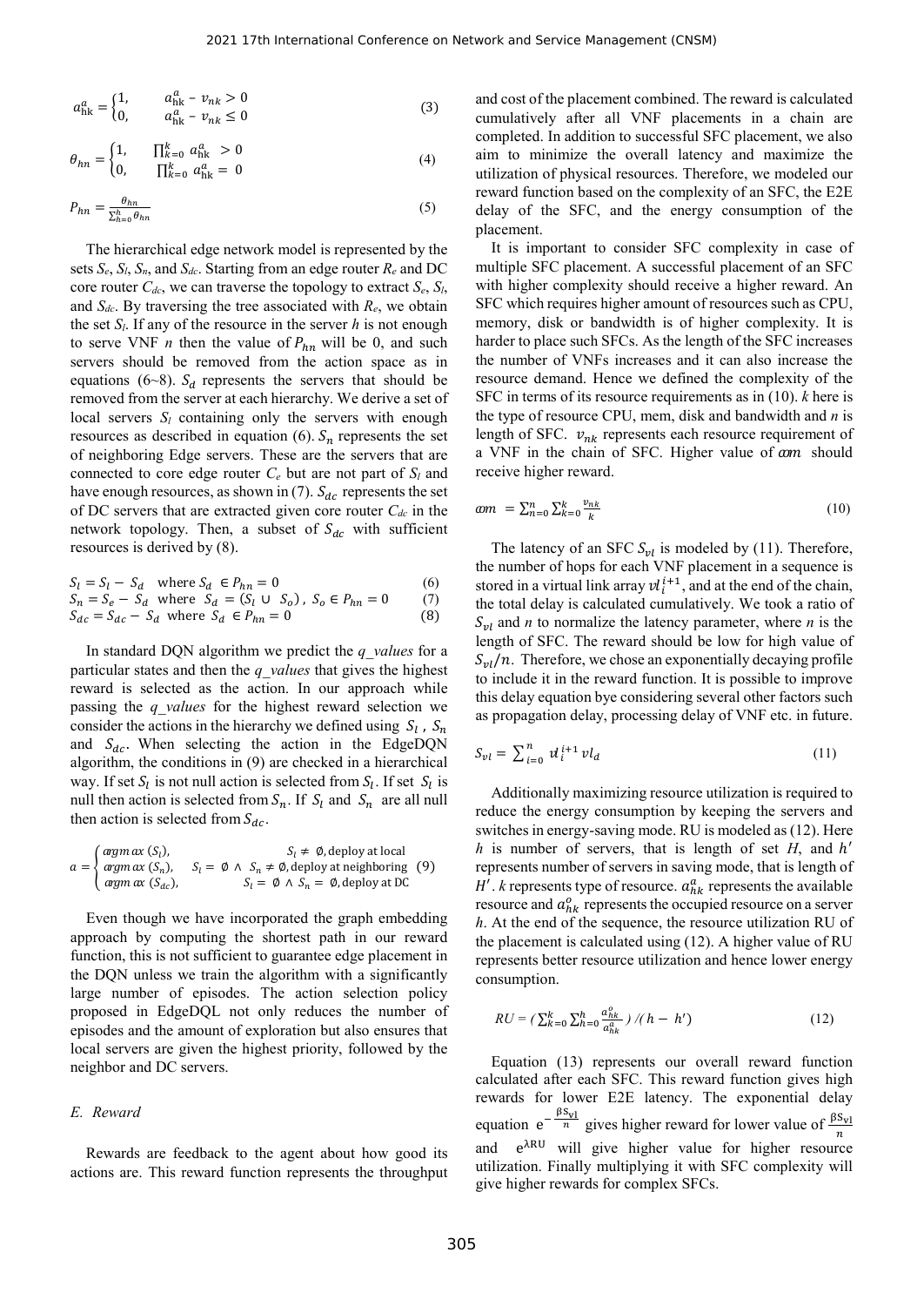$$a_{hk}^{a} = \begin{cases} 1, & a_{hk}^{a} - v_{nk} > 0 \\ 0, & a_{hk}^{a} - v_{nk} \leq 0 \end{cases} \tag{3}$$

$$\theta_{hn} = \begin{cases} 1, & \prod_{k=0}^{k} a_{hk}^{a} > 0 \\ 0, & \prod_{k=0}^{k} a_{hk}^{a} = 0 \end{cases} \tag{4}$$

$$P_{hn} = \frac{\theta_{hn}}{\sum_{h=0}^{h} \theta_{hn}} \tag{5}$$

The hierarchical edge network model is represented by the sets $S_e$, $S_l$, $S_n$, and $S_{dc}$. Starting from an edge router $R_e$ and DC core router $C_{dc}$, we can traverse the topology to extract $S_e$, $S_l$, and $S_{dc}$. By traversing the tree associated with $R_e$, we obtain the set $S_l$. If any of the resource in the server $h$ is not enough to serve VNF $n$ then the value of $P_{hn}$ will be 0, and such servers should be removed from the action space as in equations (6~8). $S_d$ represents the servers that should be removed from the server at each hierarchy. We derive a set of local servers $S_l$ containing only the servers with enough resources as described in equation (6). $S_n$ represents the set of neighboring Edge servers. These are the servers that are connected to core edge router $C_e$ but are not part of $S_l$ and have enough resources, as shown in (7). $S_{dc}$ represents the set of DC servers that are extracted given core router $C_{dc}$ in the network topology. Then, a subset of $S_{dc}$ with sufficient resources is derived by (8).

$$S_l = S_l - S_d \quad \text{where } S_d \in P_{hn} = 0 \tag{6}$$

$$S_n = S_e - S_d \quad \text{where } S_d = (S_l \cup S_o),\ S_o \in P_{hn} = 0 \tag{7}$$

$$S_{dc} = S_{dc} - S_d \quad \text{where } S_d \in P_{hn} = 0 \tag{8}$$

In standard DQN algorithm we predict the *q_values* for a particular states and then the *q_values* that gives the highest reward is selected as the action. In our approach while passing the *q_values* for the highest reward selection we consider the actions in the hierarchy we defined using $S_l$, $S_n$ and $S_{dc}$. When selecting the action in the EdgeDQN algorithm, the conditions in (9) are checked in a hierarchical way. If set $S_l$ is not null action is selected from $S_l$. If set $S_l$ is null then action is selected from $S_n$. If $S_l$ and $S_n$ are all null then action is selected from $S_{dc}$.

$$a = \begin{cases} \arg\max (S_l), & S_l \neq \emptyset, \text{deploy at local} \\ \arg\max (S_n), & S_l = \emptyset \wedge S_n \neq \emptyset, \text{deploy at neighboring} \\ \arg\max (S_{dc}), & S_l = \emptyset \wedge S_n = \emptyset, \text{deploy at DC} \end{cases} \tag{9}$$

Even though we have incorporated the graph embedding approach by computing the shortest path in our reward function, this is not sufficient to guarantee edge placement in the DQN unless we train the algorithm with a significantly large number of episodes. The action selection policy proposed in EdgeDQL not only reduces the number of episodes and the amount of exploration but also ensures that local servers are given the highest priority, followed by the neighbor and DC servers.

### *E. Reward*

Rewards are feedback to the agent about how good its actions are. This reward function represents the throughput and cost of the placement combined. The reward is calculated cumulatively after all VNF placements in a chain are completed. In addition to successful SFC placement, we also aim to minimize the overall latency and maximize the utilization of physical resources. Therefore, we modeled our reward function based on the complexity of an SFC, the E2E delay of the SFC, and the energy consumption of the placement.

It is important to consider SFC complexity in case of multiple SFC placement. A successful placement of an SFC with higher complexity should receive a higher reward. An SFC which requires higher amount of resources such as CPU, memory, disk or bandwidth is of higher complexity. It is harder to place such SFCs. As the length of the SFC increases the number of VNFs increases and it can also increase the resource demand. Hence we defined the complexity of the SFC in terms of its resource requirements as in (10). $k$ here is the type of resource CPU, mem, disk and bandwidth and $n$ is length of SFC. $v_{nk}$ represents each resource requirement of a VNF in the chain of SFC. Higher value of $com$ should receive higher reward.

$$com = \sum_{n=0}^{n} \sum_{k=0}^{k} \frac{v_{nk}}{k} \tag{10}$$

The latency of an SFC $S_{vl}$ is modeled by (11). Therefore, the number of hops for each VNF placement in a sequence is stored in a virtual link array $vl_i^{i+1}$, and at the end of the chain, the total delay is calculated cumulatively. We took a ratio of $S_{vl}$ and $n$ to normalize the latency parameter, where $n$ is the length of SFC. The reward should be low for high value of $S_{vl}/n$. Therefore, we chose an exponentially decaying profile to include it in the reward function. It is possible to improve this delay equation bye considering several other factors such as propagation delay, processing delay of VNF etc. in future.

$$S_{vl} = \sum_{i=0}^{n} vl_i^{i+1} vl_d \tag{11}$$

Additionally maximizing resource utilization is required to reduce the energy consumption by keeping the servers and switches in energy-saving mode. RU is modeled as (12). Here $h$ is number of servers, that is length of set $H$, and $h'$ represents number of servers in saving mode, that is length of $H'$. $k$ represents type of resource. $a_{hk}^{a}$ represents the available resource and $a_{hk}^{o}$ represents the occupied resource on a server $h$. At the end of the sequence, the resource utilization RU of the placement is calculated using (12). A higher value of RU represents better resource utilization and hence lower energy consumption.

$$RU = \left(\sum_{k=0}^{k} \sum_{h=0}^{h} \frac{a_{hk}^{o}}{a_{hk}^{a}}\right) / (h - h') \tag{12}$$

Equation (13) represents our overall reward function calculated after each SFC. This reward function gives high rewards for lower E2E latency. The exponential delay equation $e^{-\frac{\beta S_{vl}}{n}}$ gives higher reward for lower value of $\frac{\beta S_{vl}}{n}$ and $e^{\lambda RU}$ will give higher value for higher resource utilization. Finally multiplying it with SFC complexity will give higher rewards for complex SFCs.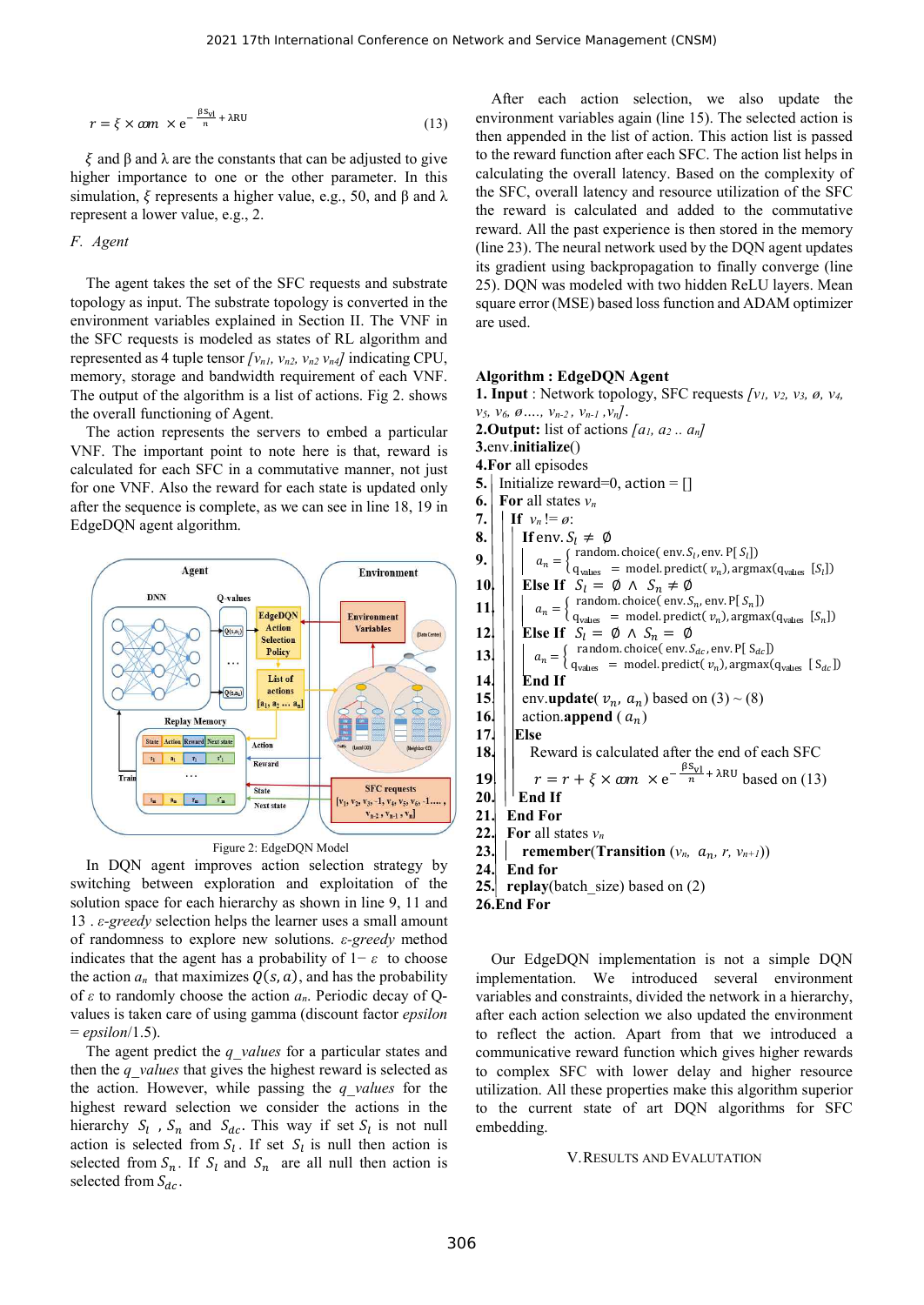$$r = \xi \times \alpha m \times e^{-\frac{\beta S_{vl}}{n} + \lambda RU} \qquad (13)$$

$\xi$ and $\beta$ and $\lambda$ are the constants that can be adjusted to give higher importance to one or the other parameter. In this simulation, $\xi$ represents a higher value, e.g., 50, and $\beta$ and $\lambda$ represent a lower value, e.g., 2.

### F. Agent

The agent takes the set of the SFC requests and substrate topology as input. The substrate topology is converted in the environment variables explained in Section II. The VNF in the SFC requests is modeled as states of RL algorithm and represented as 4 tuple tensor $[V_{n1}, V_{n2}, V_{n2}, V_{n4}]$ indicating CPU, memory, storage and bandwidth requirement of each VNF. The output of the algorithm is a list of actions. Fig 2. shows the overall functioning of Agent.

The action represents the servers to embed a particular VNF. The important point to note here is that, reward is calculated for each SFC in a commutative manner, not just for one VNF. Also the reward for each state is updated only after the sequence is complete, as we can see in line 18, 19 in EdgeDQN agent algorithm.

Figure 2: EdgeDQN Model

In DQN agent improves action selection strategy by switching between exploration and exploitation of the solution space for each hierarchy as shown in line 9, 11 and 13 . *ε-greedy* selection helps the learner uses a small amount of randomness to explore new solutions. *ε-greedy* method indicates that the agent has a probability of $1-\varepsilon$ to choose the action $a_n$ that maximizes $Q(s, a)$, and has the probability of $\varepsilon$ to randomly choose the action $a_n$. Periodic decay of Q-values is taken care of using gamma (discount factor *epsilon = epsilon*/1.5).

The agent predict the *q_values* for a particular states and then the *q_values* that gives the highest reward is selected as the action. However, while passing the *q_values* for the highest reward selection we consider the actions in the hierarchy $S_l$ , $S_n$ and $S_{dc}$. This way if set $S_l$ is not null action is selected from $S_l$. If set $S_l$ is null then action is selected from $S_n$. If $S_l$ and $S_n$ are all null then action is selected from $S_{dc}$.

After each action selection, we also update the environment variables again (line 15). The selected action is then appended in the list of action. This action list is passed to the reward function after each SFC. The action list helps in calculating the overall latency. Based on the complexity of the SFC, overall latency and resource utilization of the SFC the reward is calculated and added to the commutative reward. All the past experience is then stored in the memory (line 23). The neural network used by the DQN agent updates its gradient using backpropagation to finally converge (line 25). DQN was modeled with two hidden ReLU layers. Mean square error (MSE) based loss function and ADAM optimizer are used.

**Algorithm : EdgeDQN Agent**

**1. Input** : Network topology, SFC requests $[v_1, v_2, v_3, \emptyset, v_4, v_5, v_6, \emptyset, \ldots, v_{n-2}, v_{n-1}, v_n]$.
**2.Output:** list of actions $[a_1, a_2 .. a_n]$
**3.**env.**initialize**()
**4.For** all episodes
**5.** Initialize reward=0, action = []
**6.** **For** all states $v_n$
**7.** **If** $v_n \,!= \emptyset$:
**8.** **If** env. $S_l \neq \emptyset$
**9.** $a_n = \begin{cases} \text{random.choice(env.} S_l, \text{env.P[} S_l \text{])} \\ q_{values} = \text{model.predict(} v_n \text{), argmax(} q_{values} \, [S_l] \text{)} \end{cases}$
**10.** **Else If** $S_l = \emptyset \wedge S_n \neq \emptyset$
**11.** $a_n = \begin{cases} \text{random.choice(env.} S_n, \text{env.P[} S_n \text{])} \\ q_{values} = \text{model.predict(} v_n \text{), argmax(} q_{values} \, [S_n] \text{)} \end{cases}$
**12.** **Else If** $S_l = \emptyset \wedge S_n = \emptyset$
**13.** $a_n = \begin{cases} \text{random.choice(env.} S_{dc}, \text{env.P[} S_{dc} \text{])} \\ q_{values} = \text{model.predict(} v_n \text{), argmax(} q_{values} \, [S_{dc}] \text{)} \end{cases}$
**14.** **End If**
**15.** env.**update**( $v_n$, $a_n$) based on (3) ~ (8)
**16.** action.**append** ( $a_n$)
**17.** **Else**
**18.** Reward is calculated after the end of each SFC
**19.** $r = r + \xi \times \alpha m \times e^{-\frac{\beta S_{vl}}{n} + \lambda RU}$ based on (13)
**20.** **End If**
**21.** **End For**
**22.** **For** all states $v_n$
**23.** **remember**(**Transition** ($v_n$, $a_n$, $r$, $v_{n+1}$))
**24.** **End for**
**25.** **replay**(batch_size) based on (2)
**26.End For**

Our EdgeDQN implementation is not a simple DQN implementation. We introduced several environment variables and constraints, divided the network in a hierarchy, after each action selection we also updated the environment to reflect the action. Apart from that we introduced a communicative reward function which gives higher rewards to complex SFC with lower delay and higher resource utilization. All these properties make this algorithm superior to the current state of art DQN algorithms for SFC embedding.

## V. Results and Evalutation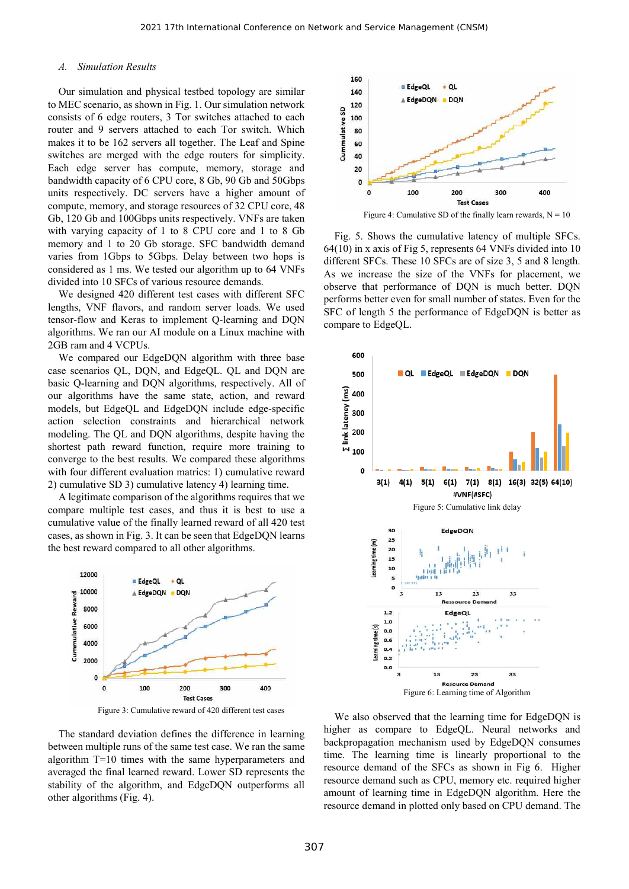### *A. Simulation Results*

Our simulation and physical testbed topology are similar to MEC scenario, as shown in Fig. 1. Our simulation network consists of 6 edge routers, 3 Tor switches attached to each router and 9 servers attached to each Tor switch. Which makes it to be 162 servers all together. The Leaf and Spine switches are merged with the edge routers for simplicity. Each edge server has compute, memory, storage and bandwidth capacity of 6 CPU core, 8 Gb, 90 Gb and 50Gbps units respectively. DC servers have a higher amount of compute, memory, and storage resources of 32 CPU core, 48 Gb, 120 Gb and 100Gbps units respectively. VNFs are taken with varying capacity of 1 to 8 CPU core and 1 to 8 Gb memory and 1 to 20 Gb storage. SFC bandwidth demand varies from 1Gbps to 5Gbps. Delay between two hops is considered as 1 ms. We tested our algorithm up to 64 VNFs divided into 10 SFCs of various resource demands.

We designed 420 different test cases with different SFC lengths, VNF flavors, and random server loads. We used tensor-flow and Keras to implement Q-learning and DQN algorithms. We ran our AI module on a Linux machine with 2GB ram and 4 VCPUs.

We compared our EdgeDQN algorithm with three base case scenarios QL, DQN, and EdgeQL. QL and DQN are basic Q-learning and DQN algorithms, respectively. All of our algorithms have the same state, action, and reward models, but EdgeQL and EdgeDQN include edge-specific action selection constraints and hierarchical network modeling. The QL and DQN algorithms, despite having the shortest path reward function, require more training to converge to the best results. We compared these algorithms with four different evaluation matrics: 1) cumulative reward 2) cumulative SD 3) cumulative latency 4) learning time.

A legitimate comparison of the algorithms requires that we compare multiple test cases, and thus it is best to use a cumulative value of the finally learned reward of all 420 test cases, as shown in Fig. 3. It can be seen that EdgeDQN learns the best reward compared to all other algorithms.

Figure 3: Cumulative reward of 420 different test cases

The standard deviation defines the difference in learning between multiple runs of the same test case. We ran the same algorithm T=10 times with the same hyperparameters and averaged the final learned reward. Lower SD represents the stability of the algorithm, and EdgeDQN outperforms all other algorithms (Fig. 4).

Figure 4: Cumulative SD of the finally learn rewards, N = 10

Fig. 5. Shows the cumulative latency of multiple SFCs. 64(10) in x axis of Fig 5, represents 64 VNFs divided into 10 different SFCs. These 10 SFCs are of size 3, 5 and 8 length. As we increase the size of the VNFs for placement, we observe that performance of DQN is much better. DQN performs better even for small number of states. Even for the SFC of length 5 the performance of EdgeDQN is better as compare to EdgeQL.

Figure 5: Cumulative link delay

Figure 6: Learning time of Algorithm

We also observed that the learning time for EdgeDQN is higher as compare to EdgeQL. Neural networks and backpropagation mechanism used by EdgeDQN consumes time. The learning time is linearly proportional to the resource demand of the SFCs as shown in Fig 6. Higher resource demand such as CPU, memory etc. required higher amount of learning time in EdgeDQN algorithm. Here the resource demand in plotted only based on CPU demand. The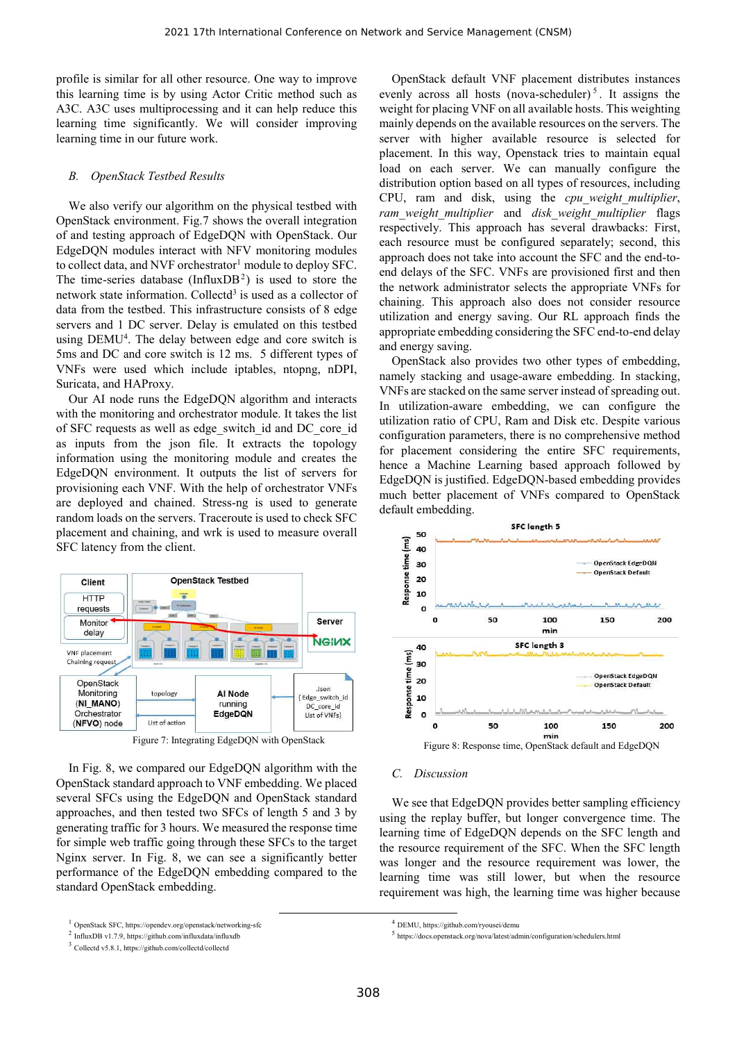profile is similar for all other resource. One way to improve this learning time is by using Actor Critic method such as A3C. A3C uses multiprocessing and it can help reduce this learning time significantly. We will consider improving learning time in our future work.

### B. OpenStack Testbed Results

We also verify our algorithm on the physical testbed with OpenStack environment. Fig.7 shows the overall integration of and testing approach of EdgeDQN with OpenStack. Our EdgeDQN modules interact with NFV monitoring modules to collect data, and NVF orchestrator[1] module to deploy SFC. The time-series database (InfluxDB[2]) is used to store the network state information. Collectd[3] is used as a collector of data from the testbed. This infrastructure consists of 8 edge servers and 1 DC server. Delay is emulated on this testbed using DEMU[4]. The delay between edge and core switch is 5ms and DC and core switch is 12 ms. 5 different types of VNFs were used which include iptables, ntopng, nDPI, Suricata, and HAProxy.

Our AI node runs the EdgeDQN algorithm and interacts with the monitoring and orchestrator module. It takes the list of SFC requests as well as edge_switch_id and DC_core_id as inputs from the json file. It extracts the topology information using the monitoring module and creates the EdgeDQN environment. It outputs the list of servers for provisioning each VNF. With the help of orchestrator VNFs are deployed and chained. Stress-ng is used to generate random loads on the servers. Traceroute is used to check SFC placement and chaining, and wrk is used to measure overall SFC latency from the client.

Figure 7: Integrating EdgeDQN with OpenStack

In Fig. 8, we compared our EdgeDQN algorithm with the OpenStack standard approach to VNF embedding. We placed several SFCs using the EdgeDQN and OpenStack standard approaches, and then tested two SFCs of length 5 and 3 by generating traffic for 3 hours. We measured the response time for simple web traffic going through these SFCs to the target Nginx server. In Fig. 8, we can see a significantly better performance of the EdgeDQN embedding compared to the standard OpenStack embedding.

OpenStack default VNF placement distributes instances evenly across all hosts (nova-scheduler)[5]. It assigns the weight for placing VNF on all available hosts. This weighting mainly depends on the available resources on the servers. The server with higher available resource is selected for placement. In this way, Openstack tries to maintain equal load on each server. We can manually configure the distribution option based on all types of resources, including CPU, ram and disk, using the *cpu_weight_multiplier*, *ram_weight_multiplier* and *disk_weight_multiplier* flags respectively. This approach has several drawbacks: First, each resource must be configured separately; second, this approach does not take into account the SFC and the end-to-end delays of the SFC. VNFs are provisioned first and then the network administrator selects the appropriate VNFs for chaining. This approach also does not consider resource utilization and energy saving. Our RL approach finds the appropriate embedding considering the SFC end-to-end delay and energy saving.

OpenStack also provides two other types of embedding, namely stacking and usage-aware embedding. In stacking, VNFs are stacked on the same server instead of spreading out. In utilization-aware embedding, we can configure the utilization ratio of CPU, Ram and Disk etc. Despite various configuration parameters, there is no comprehensive method for placement considering the entire SFC requirements, hence a Machine Learning based approach followed by EdgeDQN is justified. EdgeDQN-based embedding provides much better placement of VNFs compared to OpenStack default embedding.

Figure 8: Response time, OpenStack default and EdgeDQN

### C. Discussion

We see that EdgeDQN provides better sampling efficiency using the replay buffer, but longer convergence time. The learning time of EdgeDQN depends on the SFC length and the resource requirement of the SFC. When the SFC length was longer and the resource requirement was lower, the learning time was still lower, but when the resource requirement was high, the learning time was higher because

[1] OpenStack SFC, https://opendev.org/openstack/networking-sfc
[2] InfluxDB v1.7.9, https://github.com/influxdata/influxdb
[3] Collectd v5.8.1, https://github.com/collectd/collectd
[4] DEMU, https://github.com/ryousei/demu
[5] https://docs.openstack.org/nova/latest/admin/configuration/schedulers.html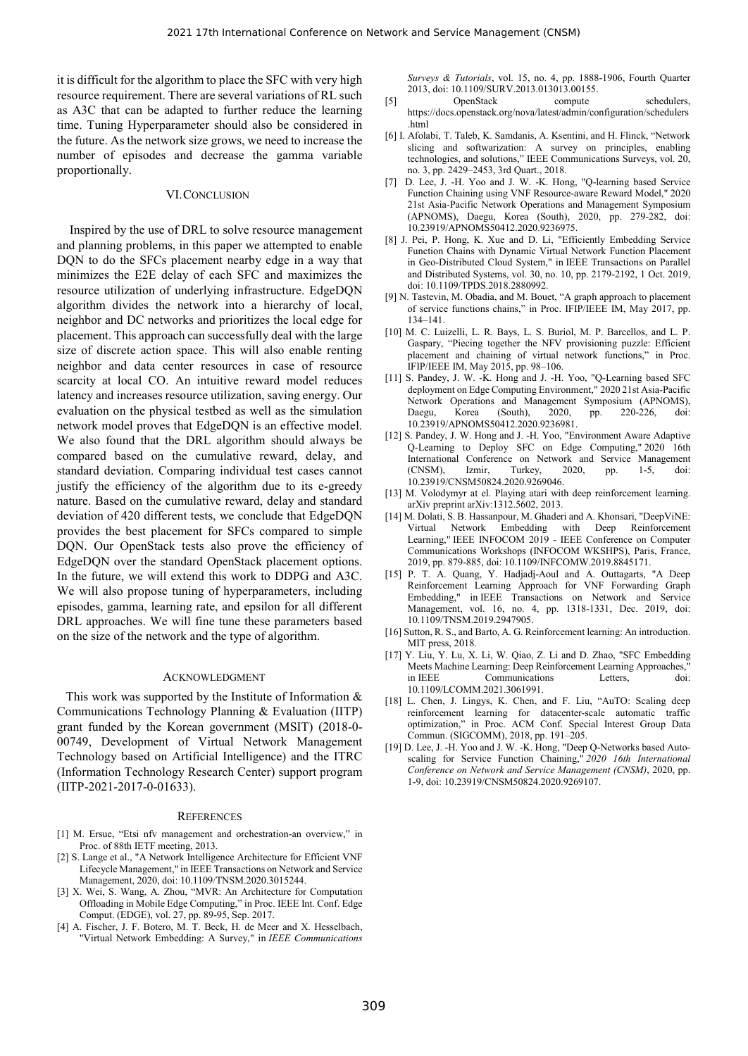it is difficult for the algorithm to place the SFC with very high resource requirement. There are several variations of RL such as A3C that can be adapted to further reduce the learning time. Tuning Hyperparameter should also be considered in the future. As the network size grows, we need to increase the number of episodes and decrease the gamma variable proportionally.

## VI. Conclusion

Inspired by the use of DRL to solve resource management and planning problems, in this paper we attempted to enable DQN to do the SFCs placement nearby edge in a way that minimizes the E2E delay of each SFC and maximizes the resource utilization of underlying infrastructure. EdgeDQN algorithm divides the network into a hierarchy of local, neighbor and DC networks and prioritizes the local edge for placement. This approach can successfully deal with the large size of discrete action space. This will also enable renting neighbor and data center resources in case of resource scarcity at local CO. An intuitive reward model reduces latency and increases resource utilization, saving energy. Our evaluation on the physical testbed as well as the simulation network model proves that EdgeDQN is an effective model. We also found that the DRL algorithm should always be compared based on the cumulative reward, delay, and standard deviation. Comparing individual test cases cannot justify the efficiency of the algorithm due to its e-greedy nature. Based on the cumulative reward, delay and standard deviation of 420 different tests, we conclude that EdgeDQN provides the best placement for SFCs compared to simple DQN. Our OpenStack tests also prove the efficiency of EdgeDQN over the standard OpenStack placement options. In the future, we will extend this work to DDPG and A3C. We will also propose tuning of hyperparameters, including episodes, gamma, learning rate, and epsilon for all different DRL approaches. We will fine tune these parameters based on the size of the network and the type of algorithm.

## Acknowledgment

This work was supported by the Institute of Information & Communications Technology Planning & Evaluation (IITP) grant funded by the Korean government (MSIT) (2018-0-00749, Development of Virtual Network Management Technology based on Artificial Intelligence) and the ITRC (Information Technology Research Center) support program (IITP-2021-2017-0-01633).

## References

[1] M. Ersue, “Etsi nfv management and orchestration-an overview,” in Proc. of 88th IETF meeting, 2013.

[2] S. Lange et al., "A Network Intelligence Architecture for Efficient VNF Lifecycle Management," in IEEE Transactions on Network and Service Management, 2020, doi: 10.1109/TNSM.2020.3015244.

[3] X. Wei, S. Wang, A. Zhou, “MVR: An Architecture for Computation Offloading in Mobile Edge Computing,” in Proc. IEEE Int. Conf. Edge Comput. (EDGE), vol. 27, pp. 89-95, Sep. 2017.

[4] A. Fischer, J. F. Botero, M. T. Beck, H. de Meer and X. Hesselbach, "Virtual Network Embedding: A Survey," in *IEEE Communications Surveys & Tutorials*, vol. 15, no. 4, pp. 1888-1906, Fourth Quarter 2013, doi: 10.1109/SURV.2013.013013.00155.

[5] OpenStack compute schedulers, https://docs.openstack.org/nova/latest/admin/configuration/schedulers.html

[6] I. Afolabi, T. Taleb, K. Samdanis, A. Ksentini, and H. Flinck, “Network slicing and softwarization: A survey on principles, enabling technologies, and solutions,” IEEE Communications Surveys, vol. 20, no. 3, pp. 2429–2453, 3rd Quart., 2018.

[7] D. Lee, J. -H. Yoo and J. W. -K. Hong, "Q-learning based Service Function Chaining using VNF Resource-aware Reward Model," 2020 21st Asia-Pacific Network Operations and Management Symposium (APNOMS), Daegu, Korea (South), 2020, pp. 279-282, doi: 10.23919/APNOMS50412.2020.9236975.

[8] J. Pei, P. Hong, K. Xue and D. Li, "Efficiently Embedding Service Function Chains with Dynamic Virtual Network Function Placement in Geo-Distributed Cloud System," in IEEE Transactions on Parallel and Distributed Systems, vol. 30, no. 10, pp. 2179-2192, 1 Oct. 2019, doi: 10.1109/TPDS.2018.2880992.

[9] N. Tastevin, M. Obadia, and M. Bouet, “A graph approach to placement of service functions chains,” in Proc. IFIP/IEEE IM, May 2017, pp. 134–141.

[10] M. C. Luizelli, L. R. Bays, L. S. Buriol, M. P. Barcellos, and L. P. Gaspary, “Piecing together the NFV provisioning puzzle: Efficient placement and chaining of virtual network functions,” in Proc. IFIP/IEEE IM, May 2015, pp. 98–106.

[11] S. Pandey, J. W. -K. Hong and J. -H. Yoo, "Q-Learning based SFC deployment on Edge Computing Environment," 2020 21st Asia-Pacific Network Operations and Management Symposium (APNOMS), Daegu, Korea (South), 2020, pp. 220-226, doi: 10.23919/APNOMS50412.2020.9236981.

[12] S. Pandey, J. W. Hong and J. -H. Yoo, "Environment Aware Adaptive Q-Learning to Deploy SFC on Edge Computing," 2020 16th International Conference on Network and Service Management (CNSM), Izmir, Turkey, 2020, pp. 1-5, doi: 10.23919/CNSM50824.2020.9269046.

[13] M. Volodymyr at el. Playing atari with deep reinforcement learning. arXiv preprint arXiv:1312.5602, 2013.

[14] M. Dolati, S. B. Hassanpour, M. Ghaderi and A. Khonsari, "DeepViNE: Virtual Network Embedding with Deep Reinforcement Learning," IEEE INFOCOM 2019 - IEEE Conference on Computer Communications Workshops (INFOCOM WKSHPS), Paris, France, 2019, pp. 879-885, doi: 10.1109/INFCOMW.2019.8845171.

[15] P. T. A. Quang, Y. Hadjadj-Aoul and A. Outtagarts, "A Deep Reinforcement Learning Approach for VNF Forwarding Graph Embedding," in IEEE Transactions on Network and Service Management, vol. 16, no. 4, pp. 1318-1331, Dec. 2019, doi: 10.1109/TNSM.2019.2947905.

[16] Sutton, R. S., and Barto, A. G. Reinforcement learning: An introduction. MIT press, 2018.

[17] Y. Liu, Y. Lu, X. Li, W. Qiao, Z. Li and D. Zhao, "SFC Embedding Meets Machine Learning: Deep Reinforcement Learning Approaches," in IEEE Communications Letters, doi: 10.1109/LCOMM.2021.3061991.

[18] L. Chen, J. Lingys, K. Chen, and F. Liu, “AuTO: Scaling deep reinforcement learning for datacenter-scale automatic traffic optimization,” in Proc. ACM Conf. Special Interest Group Data Commun. (SIGCOMM), 2018, pp. 191–205.

[19] D. Lee, J. -H. Yoo and J. W. -K. Hong, "Deep Q-Networks based Auto-scaling for Service Function Chaining," *2020 16th International Conference on Network and Service Management (CNSM)*, 2020, pp. 1-9, doi: 10.23919/CNSM50824.2020.9269107.